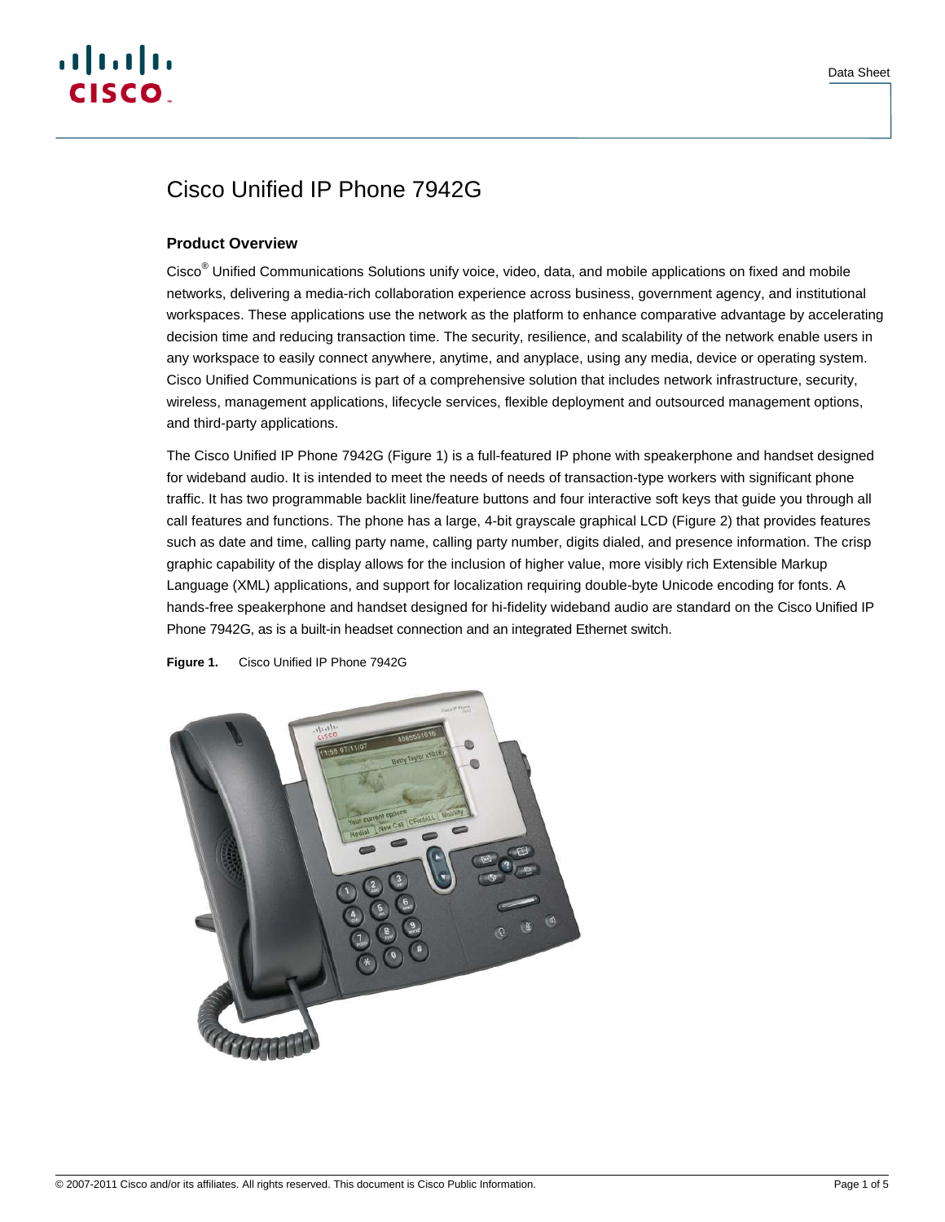# Cisco Unified IP Phone 7942G

## Product Overview

Cisco® Unified Communications Solutions unify voice, video, data, and mobile applications on fixed and mobile networks, delivering a media-rich collaboration experience across business, government agency, and institutional workspaces. These applications use the network as the platform to enhance comparative advantage by accelerating decision time and reducing transaction time. The security, resilience, and scalability of the network enable users in any workspace to easily connect anywhere, anytime, and anyplace, using any media, device or operating system. Cisco Unified Communications is part of a comprehensive solution that includes network infrastructure, security, wireless, management applications, lifecycle services, flexible deployment and outsourced management options, and third-party applications.

The Cisco Unified IP Phone 7942G (Figure 1) is a full-featured IP phone with speakerphone and handset designed for wideband audio. It is intended to meet the needs of needs of transaction-type workers with significant phone traffic. It has two programmable backlit line/feature buttons and four interactive soft keys that guide you through all call features and functions. The phone has a large, 4-bit grayscale graphical LCD (Figure 2) that provides features such as date and time, calling party name, calling party number, digits dialed, and presence information. The crisp graphic capability of the display allows for the inclusion of higher value, more visibly rich Extensible Markup Language (XML) applications, and support for localization requiring double-byte Unicode encoding for fonts. A hands-free speakerphone and handset designed for hi-fidelity wideband audio are standard on the Cisco Unified IP Phone 7942G, as is a built-in headset connection and an integrated Ethernet switch.

**Figure 1.** Cisco Unified IP Phone 7942G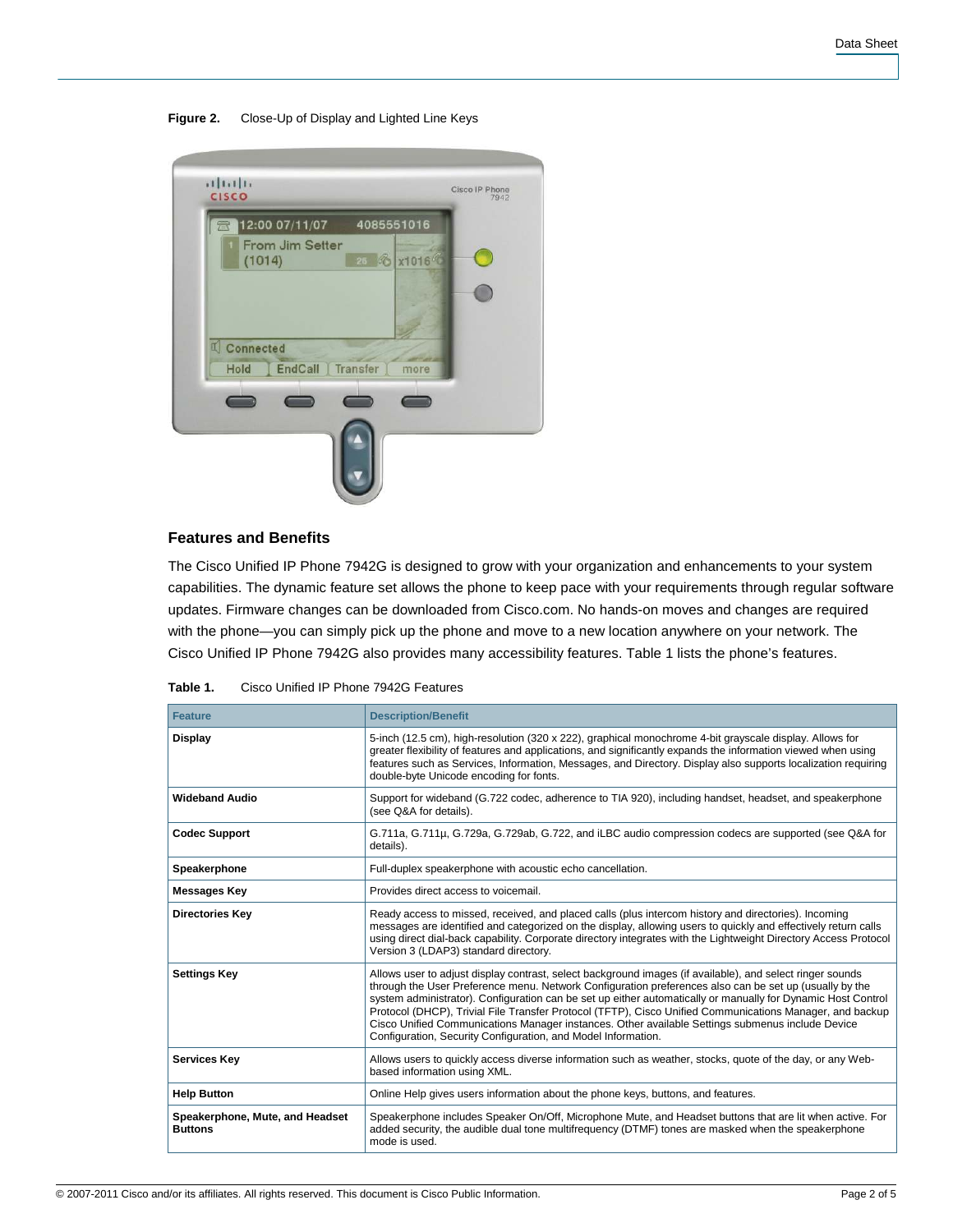**Figure 2.** Close-Up of Display and Lighted Line Keys

## Features and Benefits

The Cisco Unified IP Phone 7942G is designed to grow with your organization and enhancements to your system capabilities. The dynamic feature set allows the phone to keep pace with your requirements through regular software updates. Firmware changes can be downloaded from Cisco.com. No hands-on moves and changes are required with the phone—you can simply pick up the phone and move to a new location anywhere on your network. The Cisco Unified IP Phone 7942G also provides many accessibility features. Table 1 lists the phone's features.

**Table 1.** Cisco Unified IP Phone 7942G Features

| Feature | Description/Benefit |
|---|---|
| **Display** | 5-inch (12.5 cm), high-resolution (320 x 222), graphical monochrome 4-bit grayscale display. Allows for greater flexibility of features and applications, and significantly expands the information viewed when using features such as Services, Information, Messages, and Directory. Display also supports localization requiring double-byte Unicode encoding for fonts. |
| **Wideband Audio** | Support for wideband (G.722 codec, adherence to TIA 920), including handset, headset, and speakerphone (see Q&A for details). |
| **Codec Support** | G.711a, G.711µ, G.729a, G.729ab, G.722, and iLBC audio compression codecs are supported (see Q&A for details). |
| **Speakerphone** | Full-duplex speakerphone with acoustic echo cancellation. |
| **Messages Key** | Provides direct access to voicemail. |
| **Directories Key** | Ready access to missed, received, and placed calls (plus intercom history and directories). Incoming messages are identified and categorized on the display, allowing users to quickly and effectively return calls using direct dial-back capability. Corporate directory integrates with the Lightweight Directory Access Protocol Version 3 (LDAP3) standard directory. |
| **Settings Key** | Allows user to adjust display contrast, select background images (if available), and select ringer sounds through the User Preference menu. Network Configuration preferences also can be set up (usually by the system administrator). Configuration can be set up either automatically or manually for Dynamic Host Control Protocol (DHCP), Trivial File Transfer Protocol (TFTP), Cisco Unified Communications Manager, and backup Cisco Unified Communications Manager instances. Other available Settings submenus include Device Configuration, Security Configuration, and Model Information. |
| **Services Key** | Allows users to quickly access diverse information such as weather, stocks, quote of the day, or any Web-based information using XML. |
| **Help Button** | Online Help gives users information about the phone keys, buttons, and features. |
| **Speakerphone, Mute, and Headset Buttons** | Speakerphone includes Speaker On/Off, Microphone Mute, and Headset buttons that are lit when active. For added security, the audible dual tone multifrequency (DTMF) tones are masked when the speakerphone mode is used. |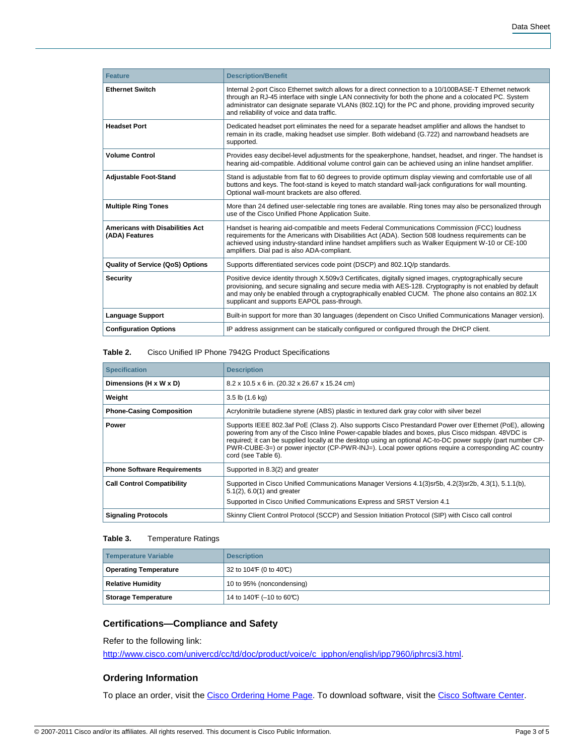| Feature | Description/Benefit |
| --- | --- |
| **Ethernet Switch** | Internal 2-port Cisco Ethernet switch allows for a direct connection to a 10/100BASE-T Ethernet network through an RJ-45 interface with single LAN connectivity for both the phone and a colocated PC. System administrator can designate separate VLANs (802.1Q) for the PC and phone, providing improved security and reliability of voice and data traffic. |
| **Headset Port** | Dedicated headset port eliminates the need for a separate headset amplifier and allows the handset to remain in its cradle, making headset use simpler. Both wideband (G.722) and narrowband headsets are supported. |
| **Volume Control** | Provides easy decibel-level adjustments for the speakerphone, handset, headset, and ringer. The handset is hearing aid-compatible. Additional volume control gain can be achieved using an inline handset amplifier. |
| **Adjustable Foot-Stand** | Stand is adjustable from flat to 60 degrees to provide optimum display viewing and comfortable use of all buttons and keys. The foot-stand is keyed to match standard wall-jack configurations for wall mounting. Optional wall-mount brackets are also offered. |
| **Multiple Ring Tones** | More than 24 defined user-selectable ring tones are available. Ring tones may also be personalized through use of the Cisco Unified Phone Application Suite. |
| **Americans with Disabilities Act (ADA) Features** | Handset is hearing aid-compatible and meets Federal Communications Commission (FCC) loudness requirements for the Americans with Disabilities Act (ADA). Section 508 loudness requirements can be achieved using industry-standard inline handset amplifiers such as Walker Equipment W-10 or CE-100 amplifiers. Dial pad is also ADA-compliant. |
| **Quality of Service (QoS) Options** | Supports differentiated services code point (DSCP) and 802.1Q/p standards. |
| **Security** | Positive device identity through X.509v3 Certificates, digitally signed images, cryptographically secure provisioning, and secure signaling and secure media with AES-128. Cryptography is not enabled by default and may only be enabled through a cryptographically enabled CUCM. The phone also contains an 802.1X supplicant and supports EAPOL pass-through. |
| **Language Support** | Built-in support for more than 30 languages (dependent on Cisco Unified Communications Manager version). |
| **Configuration Options** | IP address assignment can be statically configured or configured through the DHCP client. |

**Table 2.** Cisco Unified IP Phone 7942G Product Specifications

| Specification | Description |
| --- | --- |
| **Dimensions (H x W x D)** | 8.2 x 10.5 x 6 in. (20.32 x 26.67 x 15.24 cm) |
| **Weight** | 3.5 lb (1.6 kg) |
| **Phone-Casing Composition** | Acrylonitrile butadiene styrene (ABS) plastic in textured dark gray color with silver bezel |
| **Power** | Supports IEEE 802.3af PoE (Class 2). Also supports Cisco Prestandard Power over Ethernet (PoE), allowing powering from any of the Cisco Inline Power-capable blades and boxes, plus Cisco midspan. 48VDC is required; it can be supplied locally at the desktop using an optional AC-to-DC power supply (part number CP-PWR-CUBE-3=) or power injector (CP-PWR-INJ=). Local power options require a corresponding AC country cord (see Table 6). |
| **Phone Software Requirements** | Supported in 8.3(2) and greater |
| **Call Control Compatibility** | Supported in Cisco Unified Communications Manager Versions 4.1(3)sr5b, 4.2(3)sr2b, 4.3(1), 5.1.1(b), 5.1(2), 6.0(1) and greater<br>Supported in Cisco Unified Communications Express and SRST Version 4.1 |
| **Signaling Protocols** | Skinny Client Control Protocol (SCCP) and Session Initiation Protocol (SIP) with Cisco call control |

**Table 3.** Temperature Ratings

| Temperature Variable | Description |
| --- | --- |
| **Operating Temperature** | 32 to 104°F (0 to 40°C) |
| **Relative Humidity** | 10 to 95% (noncondensing) |
| **Storage Temperature** | 14 to 140°F (–10 to 60°C) |

## Certifications—Compliance and Safety

Refer to the following link:

http://www.cisco.com/univercd/cc/td/doc/product/voice/c_ipphon/english/ipp7960/iphrcsi3.html.

## Ordering Information

To place an order, visit the Cisco Ordering Home Page. To download software, visit the Cisco Software Center.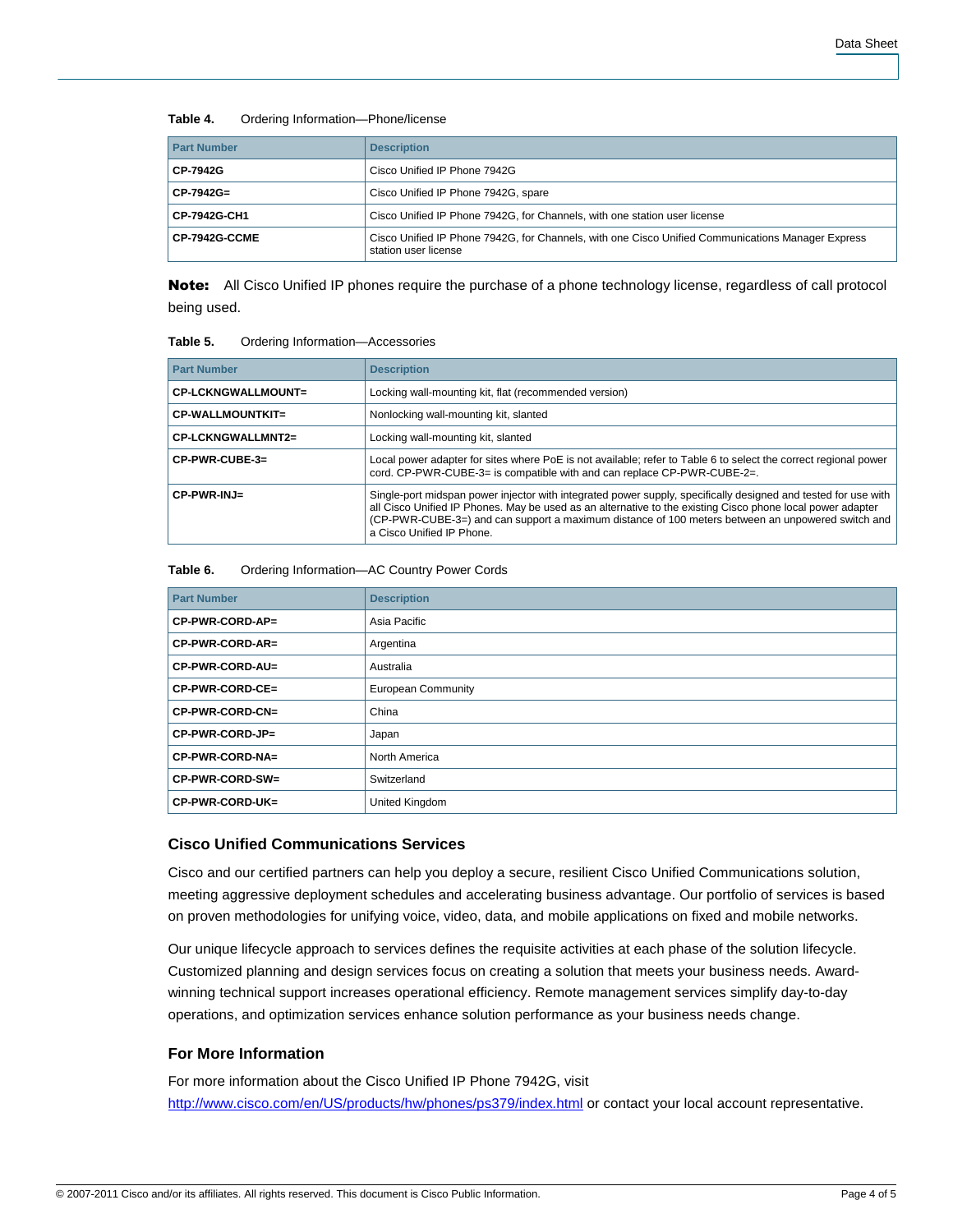**Table 4.** Ordering Information—Phone/license

| Part Number | Description |
|---|---|
| **CP-7942G** | Cisco Unified IP Phone 7942G |
| **CP-7942G=** | Cisco Unified IP Phone 7942G, spare |
| **CP-7942G-CH1** | Cisco Unified IP Phone 7942G, for Channels, with one station user license |
| **CP-7942G-CCME** | Cisco Unified IP Phone 7942G, for Channels, with one Cisco Unified Communications Manager Express station user license |

**Note:** All Cisco Unified IP phones require the purchase of a phone technology license, regardless of call protocol being used.

**Table 5.** Ordering Information—Accessories

| Part Number | Description |
|---|---|
| **CP-LCKNGWALLMOUNT=** | Locking wall-mounting kit, flat (recommended version) |
| **CP-WALLMOUNTKIT=** | Nonlocking wall-mounting kit, slanted |
| **CP-LCKNGWALLMNT2=** | Locking wall-mounting kit, slanted |
| **CP-PWR-CUBE-3=** | Local power adapter for sites where PoE is not available; refer to Table 6 to select the correct regional power cord. CP-PWR-CUBE-3= is compatible with and can replace CP-PWR-CUBE-2=. |
| **CP-PWR-INJ=** | Single-port midspan power injector with integrated power supply, specifically designed and tested for use with all Cisco Unified IP Phones. May be used as an alternative to the existing Cisco phone local power adapter (CP-PWR-CUBE-3=) and can support a maximum distance of 100 meters between an unpowered switch and a Cisco Unified IP Phone. |

**Table 6.** Ordering Information—AC Country Power Cords

| Part Number | Description |
|---|---|
| **CP-PWR-CORD-AP=** | Asia Pacific |
| **CP-PWR-CORD-AR=** | Argentina |
| **CP-PWR-CORD-AU=** | Australia |
| **CP-PWR-CORD-CE=** | European Community |
| **CP-PWR-CORD-CN=** | China |
| **CP-PWR-CORD-JP=** | Japan |
| **CP-PWR-CORD-NA=** | North America |
| **CP-PWR-CORD-SW=** | Switzerland |
| **CP-PWR-CORD-UK=** | United Kingdom |

### Cisco Unified Communications Services

Cisco and our certified partners can help you deploy a secure, resilient Cisco Unified Communications solution, meeting aggressive deployment schedules and accelerating business advantage. Our portfolio of services is based on proven methodologies for unifying voice, video, data, and mobile applications on fixed and mobile networks.

Our unique lifecycle approach to services defines the requisite activities at each phase of the solution lifecycle. Customized planning and design services focus on creating a solution that meets your business needs. Award-winning technical support increases operational efficiency. Remote management services simplify day-to-day operations, and optimization services enhance solution performance as your business needs change.

### For More Information

For more information about the Cisco Unified IP Phone 7942G, visit http://www.cisco.com/en/US/products/hw/phones/ps379/index.html or contact your local account representative.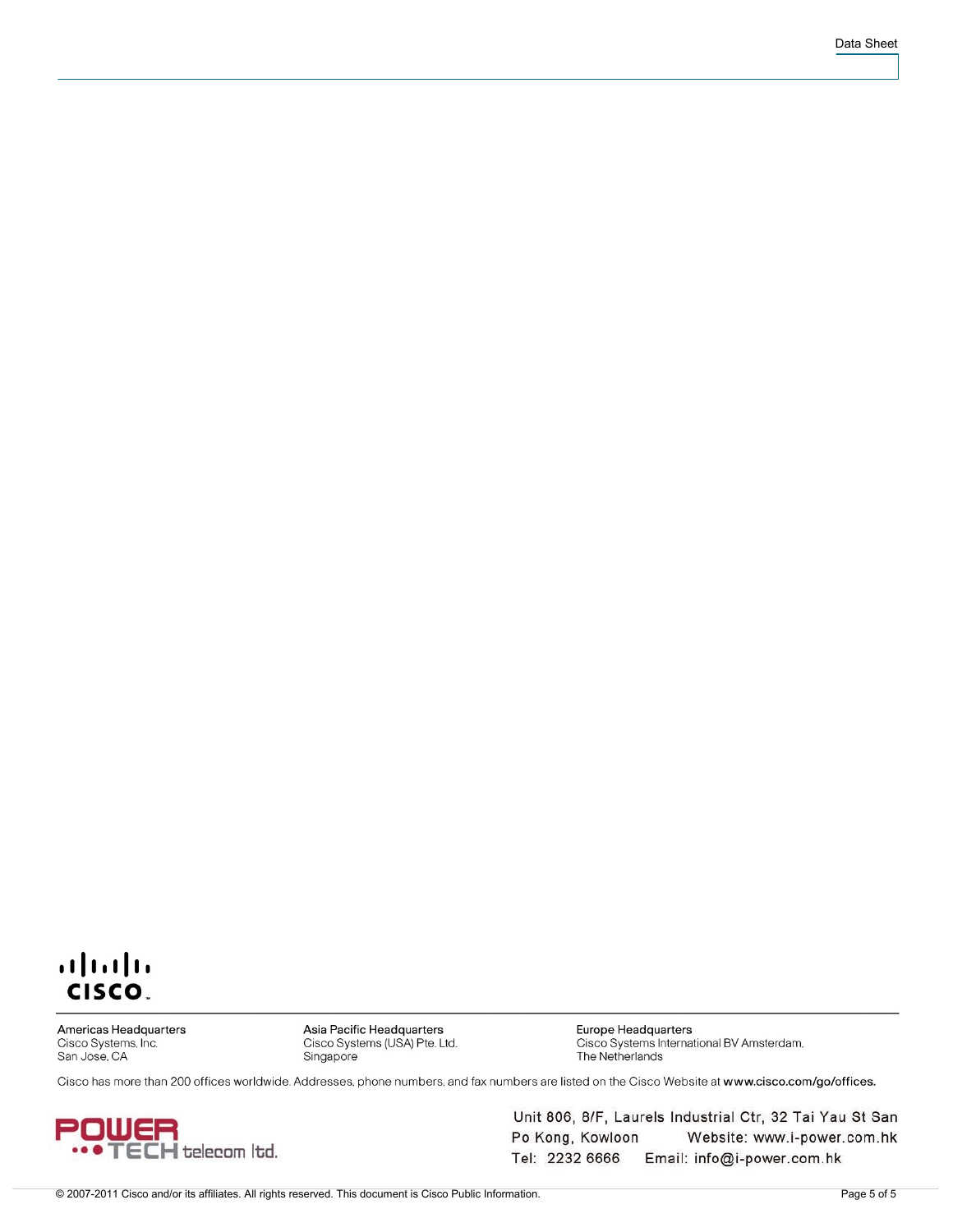Americas Headquarters
Cisco Systems, Inc.
San Jose, CA

Asia Pacific Headquarters
Cisco Systems (USA) Pte. Ltd.
Singapore

Europe Headquarters
Cisco Systems International BV Amsterdam,
The Netherlands

Cisco has more than 200 offices worldwide. Addresses, phone numbers, and fax numbers are listed on the Cisco Website at **www.cisco.com/go/offices.**

POWER TECH telecom ltd.

Unit 806, 8/F, Laurels Industrial Ctr, 32 Tai Yau St San Po Kong, Kowloon
Website: www.i-power.com.hk
Tel: 2232 6666
Email: info@i-power.com.hk

© 2007-2011 Cisco and/or its affiliates. All rights reserved. This document is Cisco Public Information.